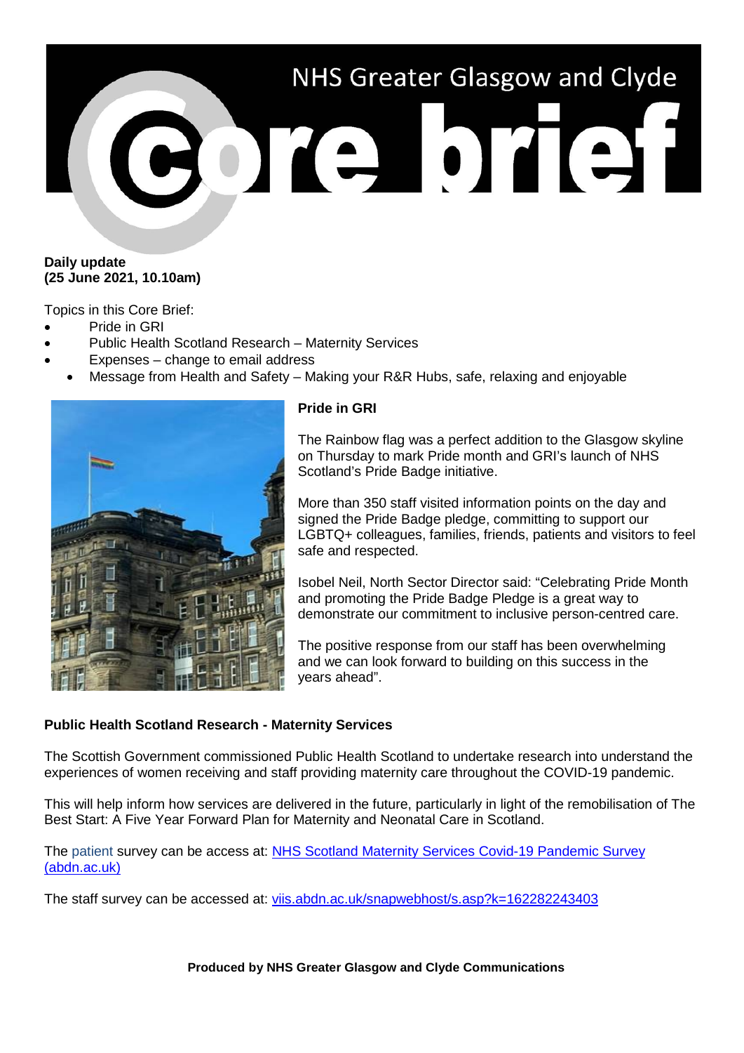# NHS Greater Glasgow and Clyde

# Core brief

**Daily update**
**(25 June 2021, 10.10am)**

Topics in this Core Brief:

- Pride in GRI
- Public Health Scotland Research – Maternity Services
- Expenses – change to email address
- Message from Health and Safety – Making your R&R Hubs, safe, relaxing and enjoyable

## Pride in GRI

The Rainbow flag was a perfect addition to the Glasgow skyline on Thursday to mark Pride month and GRI's launch of NHS Scotland's Pride Badge initiative.

More than 350 staff visited information points on the day and signed the Pride Badge pledge, committing to support our LGBTQ+ colleagues, families, friends, patients and visitors to feel safe and respected.

Isobel Neil, North Sector Director said: "Celebrating Pride Month and promoting the Pride Badge Pledge is a great way to demonstrate our commitment to inclusive person-centred care.

The positive response from our staff has been overwhelming and we can look forward to building on this success in the years ahead".

## Public Health Scotland Research - Maternity Services

The Scottish Government commissioned Public Health Scotland to undertake research into understand the experiences of women receiving and staff providing maternity care throughout the COVID-19 pandemic.

This will help inform how services are delivered in the future, particularly in light of the remobilisation of The Best Start: A Five Year Forward Plan for Maternity and Neonatal Care in Scotland.

The patient survey can be access at: NHS Scotland Maternity Services Covid-19 Pandemic Survey (abdn.ac.uk)

The staff survey can be accessed at: viis.abdn.ac.uk/snapwebhost/s.asp?k=162282243403

**Produced by NHS Greater Glasgow and Clyde Communications**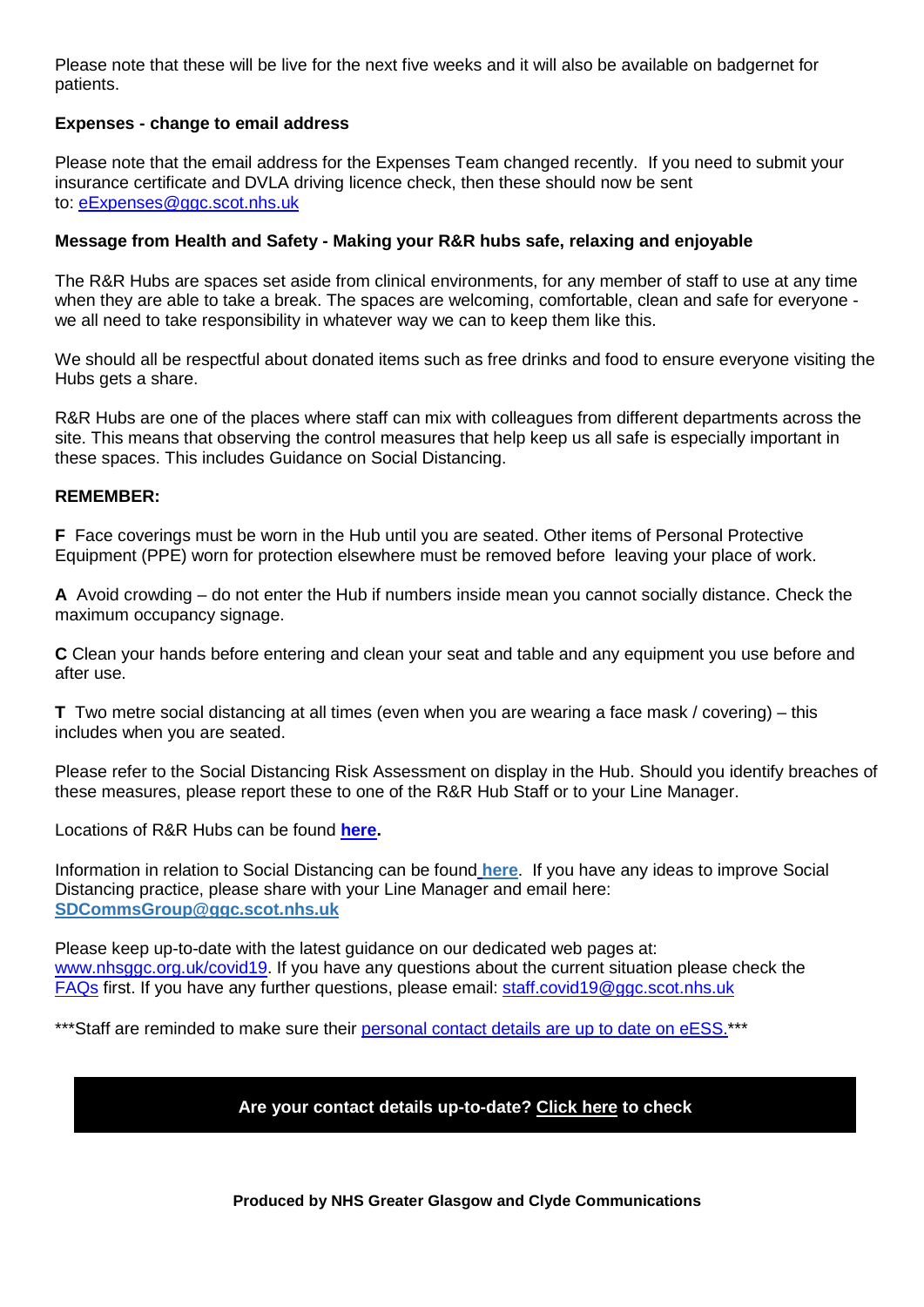Please note that these will be live for the next five weeks and it will also be available on badgernet for patients.

**Expenses - change to email address**

Please note that the email address for the Expenses Team changed recently. If you need to submit your insurance certificate and DVLA driving licence check, then these should now be sent to: eExpenses@ggc.scot.nhs.uk

**Message from Health and Safety - Making your R&R hubs safe, relaxing and enjoyable**

The R&R Hubs are spaces set aside from clinical environments, for any member of staff to use at any time when they are able to take a break. The spaces are welcoming, comfortable, clean and safe for everyone - we all need to take responsibility in whatever way we can to keep them like this.

We should all be respectful about donated items such as free drinks and food to ensure everyone visiting the Hubs gets a share.

R&R Hubs are one of the places where staff can mix with colleagues from different departments across the site. This means that observing the control measures that help keep us all safe is especially important in these spaces. This includes Guidance on Social Distancing.

**REMEMBER:**

**F** Face coverings must be worn in the Hub until you are seated. Other items of Personal Protective Equipment (PPE) worn for protection elsewhere must be removed before leaving your place of work.

**A** Avoid crowding – do not enter the Hub if numbers inside mean you cannot socially distance. Check the maximum occupancy signage.

**C** Clean your hands before entering and clean your seat and table and any equipment you use before and after use.

**T** Two metre social distancing at all times (even when you are wearing a face mask / covering) – this includes when you are seated.

Please refer to the Social Distancing Risk Assessment on display in the Hub. Should you identify breaches of these measures, please report these to one of the R&R Hub Staff or to your Line Manager.

Locations of R&R Hubs can be found **here**.

Information in relation to Social Distancing can be found **here**. If you have any ideas to improve Social Distancing practice, please share with your Line Manager and email here: **SDCommsGroup@ggc.scot.nhs.uk**

Please keep up-to-date with the latest guidance on our dedicated web pages at: www.nhsggc.org.uk/covid19. If you have any questions about the current situation please check the FAQs first. If you have any further questions, please email: staff.covid19@ggc.scot.nhs.uk

***Staff are reminded to make sure their personal contact details are up to date on eESS.***

**Are your contact details up-to-date? Click here to check**

**Produced by NHS Greater Glasgow and Clyde Communications**